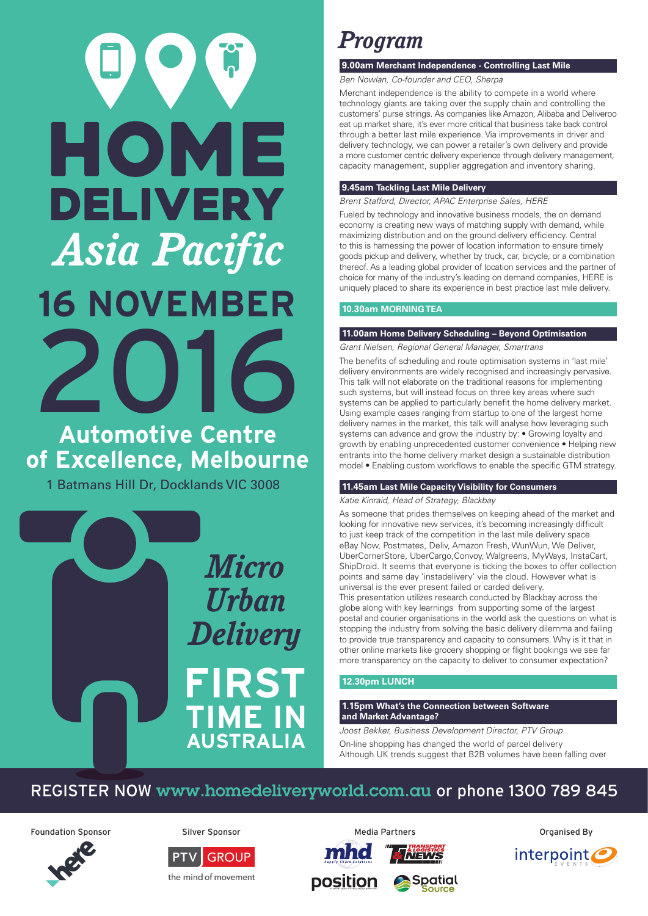# HOME DELIVERY

## *Asia Pacific*

## 16 NOVEMBER 2016

### Automotive Centre of Excellence, Melbourne

1 Batmans Hill Dr, Docklands VIC 3008

*Micro Urban Delivery*

**FIRST TIME IN AUSTRALIA**

## *Program*

### 9.00am Merchant Independence - Controlling Last Mile

*Ben Nowlan, Co-founder and CEO, Sherpa*

Merchant independence is the ability to compete in a world where technology giants are taking over the supply chain and controlling the customers' purse strings. As companies like Amazon, Alibaba and Deliveroo eat up market share, it's ever more critical that business take back control through a better last mile experience. Via improvements in driver and delivery technology, we can power a retailer's own delivery and provide a more customer centric delivery experience through delivery management, capacity management, supplier aggregation and inventory sharing.

### 9.45am Tackling Last Mile Delivery

*Brent Stafford, Director, APAC Enterprise Sales, HERE*

Fueled by technology and innovative business models, the on demand economy is creating new ways of matching supply with demand, while maximizing distribution and on the ground delivery efficiency. Central to this is harnessing the power of location information to ensure timely goods pickup and delivery, whether by truck, car, bicycle, or a combination thereof. As a leading global provider of location services and the partner of choice for many of the industry's leading on demand companies, HERE is uniquely placed to share its experience in best practice last mile delivery.

### 10.30am MORNING TEA

### 11.00am Home Delivery Scheduling – Beyond Optimisation

*Grant Nielsen, Regional General Manager, Smartrans*

The benefits of scheduling and route optimisation systems in 'last mile' delivery environments are widely recognised and increasingly pervasive. This talk will not elaborate on the traditional reasons for implementing such systems, but will instead focus on three key areas where such systems can be applied to particularly benefit the home delivery market. Using example cases ranging from startup to one of the largest home delivery names in the market, this talk will analyse how leveraging such systems can advance and grow the industry by: • Growing loyalty and growth by enabling unprecedented customer convenience • Helping new entrants into the home delivery market design a sustainable distribution model • Enabling custom workflows to enable the specific GTM strategy.

### 11.45am Last Mile Capacity Visibility for Consumers

*Katie Kinraid, Head of Strategy, Blackbay*

As someone that prides themselves on keeping ahead of the market and looking for innovative new services, it's becoming increasingly difficult to just keep track of the competition in the last mile delivery space. eBay Now, Postmates, Deliv, Amazon Fresh, WunWun, We Deliver, UberCornerStore, UberCargo,Convoy, Walgreens, MyWays, InstaCart, ShipDroid. It seems that everyone is ticking the boxes to offer collection points and same day 'instadelivery' via the cloud. However what is universal is the ever present failed or carded delivery.

This presentation utilizes research conducted by Blackbay across the globe along with key learnings from supporting some of the largest postal and courier organisations in the world ask the questions on what is stopping the industry from solving the basic delivery dilemma and failing to provide true transparency and capacity to consumers. Why is it that in other online markets like grocery shopping or flight bookings we see far more transparency on the capacity to deliver to consumer expectation?

### 12.30pm LUNCH

### 1.15pm What's the Connection between Software and Market Advantage?

*Joost Bekker, Business Development Director, PTV Group*

On-line shopping has changed the world of parcel delivery

Although UK trends suggest that B2B volumes have been falling over

**REGISTER NOW www.homedeliveryworld.com.au or phone 1300 789 845**

Foundation Sponsor: here

Silver Sponsor: PTV GROUP – the mind of movement

Media Partners: mhd Supply Chain Solutions, Transport & Logistics News, position, Spatial Source

Organised By: interpoint EVENTS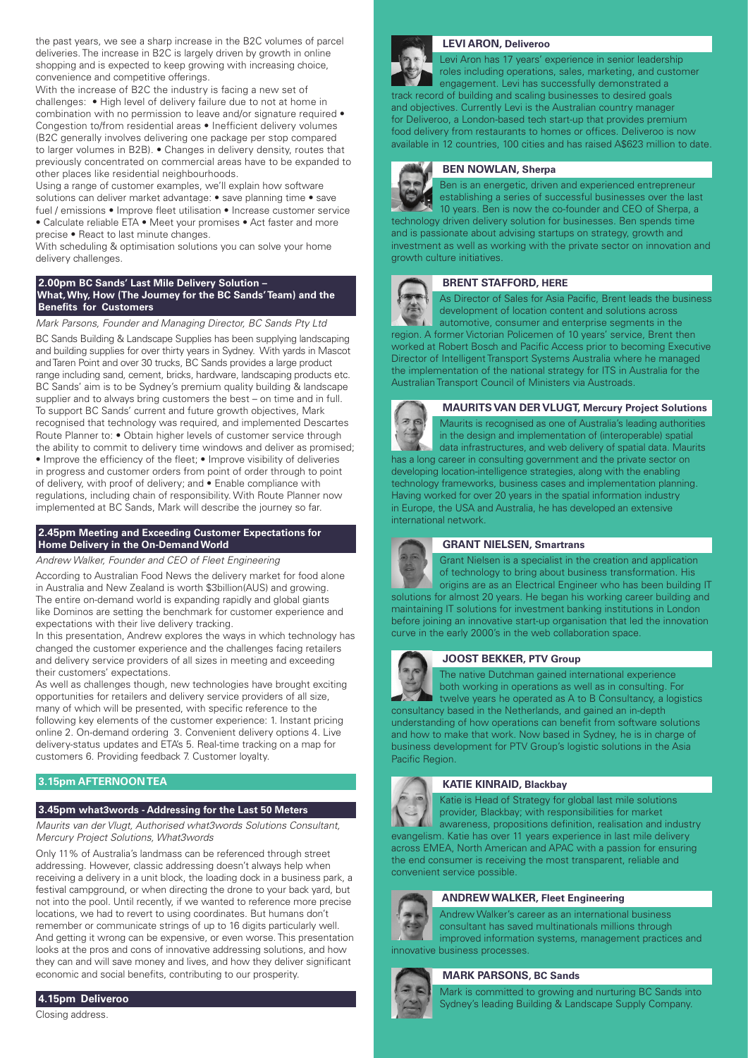the past years, we see a sharp increase in the B2C volumes of parcel deliveries. The increase in B2C is largely driven by growth in online shopping and is expected to keep growing with increasing choice, convenience and competitive offerings.

With the increase of B2C the industry is facing a new set of challenges: • High level of delivery failure due to not at home in combination with no permission to leave and/or signature required • Congestion to/from residential areas • Inefficient delivery volumes (B2C generally involves delivering one package per stop compared to larger volumes in B2B). • Changes in delivery density, routes that previously concentrated on commercial areas have to be expanded to other places like residential neighbourhoods.

Using a range of customer examples, we'll explain how software solutions can deliver market advantage: • save planning time • save fuel / emissions • Improve fleet utilisation • Increase customer service • Calculate reliable ETA • Meet your promises • Act faster and more precise • React to last minute changes.

With scheduling & optimisation solutions you can solve your home delivery challenges.

### 2.00pm BC Sands' Last Mile Delivery Solution – What, Why, How (The Journey for the BC Sands' Team) and the Benefits for Customers

*Mark Parsons, Founder and Managing Director, BC Sands Pty Ltd*

BC Sands Building & Landscape Supplies has been supplying landscaping and building supplies for over thirty years in Sydney. With yards in Mascot and Taren Point and over 30 trucks, BC Sands provides a large product range including sand, cement, bricks, hardware, landscaping products etc. BC Sands' aim is to be Sydney's premium quality building & landscape supplier and to always bring customers the best – on time and in full.

To support BC Sands' current and future growth objectives, Mark recognised that technology was required, and implemented Descartes Route Planner to: • Obtain higher levels of customer service through the ability to commit to delivery time windows and deliver as promised; • Improve the efficiency of the fleet; • Improve visibility of deliveries in progress and customer orders from point of order through to point of delivery, with proof of delivery; and • Enable compliance with regulations, including chain of responsibility. With Route Planner now implemented at BC Sands, Mark will describe the journey so far.

### 2.45pm Meeting and Exceeding Customer Expectations for Home Delivery in the On-Demand World

*Andrew Walker, Founder and CEO of Fleet Engineering*

According to Australian Food News the delivery market for food alone in Australia and New Zealand is worth $3billion(AUS) and growing. The entire on-demand world is expanding rapidly and global giants like Dominos are setting the benchmark for customer experience and expectations with their live delivery tracking.

In this presentation, Andrew explores the ways in which technology has changed the customer experience and the challenges facing retailers and delivery service providers of all sizes in meeting and exceeding their customers' expectations.

As well as challenges though, new technologies have brought exciting opportunities for retailers and delivery service providers of all size, many of which will be presented, with specific reference to the following key elements of the customer experience: 1. Instant pricing online 2. On-demand ordering 3. Convenient delivery options 4. Live delivery-status updates and ETA's 5. Real-time tracking on a map for customers 6. Providing feedback 7. Customer loyalty.

### 3.15pm AFTERNOON TEA

### 3.45pm what3words - Addressing for the Last 50 Meters

*Maurits van der Vlugt, Authorised what3words Solutions Consultant, Mercury Project Solutions, What3words*

Only 11% of Australia's landmass can be referenced through street addressing. However, classic addressing doesn't always help when receiving a delivery in a unit block, the loading dock in a business park, a festival campground, or when directing the drone to your back yard, but not into the pool. Until recently, if we wanted to reference more precise locations, we had to revert to using coordinates. But humans don't remember or communicate strings of up to 16 digits particularly well. And getting it wrong can be expensive, or even worse. This presentation looks at the pros and cons of innovative addressing solutions, and how they can and will save money and lives, and how they deliver significant economic and social benefits, contributing to our prosperity.

### 4.15pm Deliveroo

Closing address.

#### LEVI ARON, Deliveroo

Levi Aron has 17 years' experience in senior leadership roles including operations, sales, marketing, and customer engagement. Levi has successfully demonstrated a track record of building and scaling businesses to desired goals and objectives. Currently Levi is the Australian country manager for Deliveroo, a London-based tech start-up that provides premium food delivery from restaurants to homes or offices. Deliveroo is now available in 12 countries, 100 cities and has raised A$623 million to date.

#### BEN NOWLAN, Sherpa

Ben is an energetic, driven and experienced entrepreneur establishing a series of successful businesses over the last 10 years. Ben is now the co-founder and CEO of Sherpa, a technology driven delivery solution for businesses. Ben spends time and is passionate about advising startups on strategy, growth and investment as well as working with the private sector on innovation and growth culture initiatives.

#### BRENT STAFFORD, HERE

As Director of Sales for Asia Pacific, Brent leads the business development of location content and solutions across automotive, consumer and enterprise segments in the region. A former Victorian Policemen of 10 years' service, Brent then worked at Robert Bosch and Pacific Access prior to becoming Executive Director of Intelligent Transport Systems Australia where he managed the implementation of the national strategy for ITS in Australia for the Australian Transport Council of Ministers via Austroads.

#### MAURITS VAN DER VLUGT, Mercury Project Solutions

Maurits is recognised as one of Australia's leading authorities in the design and implementation of (interoperable) spatial data infrastructures, and web delivery of spatial data. Maurits has a long career in consulting government and the private sector on developing location-intelligence strategies, along with the enabling technology frameworks, business cases and implementation planning. Having worked for over 20 years in the spatial information industry in Europe, the USA and Australia, he has developed an extensive international network.

#### GRANT NIELSEN, Smartrans

Grant Nielsen is a specialist in the creation and application of technology to bring about business transformation. His origins are as an Electrical Engineer who has been building IT solutions for almost 20 years. He began his working career building and maintaining IT solutions for investment banking institutions in London before joining an innovative start-up organisation that led the innovation curve in the early 2000's in the web collaboration space.

#### JOOST BEKKER, PTV Group

The native Dutchman gained international experience both working in operations as well as in consulting. For twelve years he operated as A to B Consultancy, a logistics consultancy based in the Netherlands, and gained an in-depth understanding of how operations can benefit from software solutions and how to make that work. Now based in Sydney, he is in charge of business development for PTV Group's logistic solutions in the Asia Pacific Region.

#### KATIE KINRAID, Blackbay

Katie is Head of Strategy for global last mile solutions provider, Blackbay; with responsibilities for market awareness, propositions definition, realisation and industry evangelism. Katie has over 11 years experience in last mile delivery across EMEA, North American and APAC with a passion for ensuring the end consumer is receiving the most transparent, reliable and convenient service possible.

#### ANDREW WALKER, Fleet Engineering

Andrew Walker's career as an international business consultant has saved multinationals millions through improved information systems, management practices and innovative business processes.

#### MARK PARSONS, BC Sands

Mark is committed to growing and nurturing BC Sands into Sydney's leading Building & Landscape Supply Company.